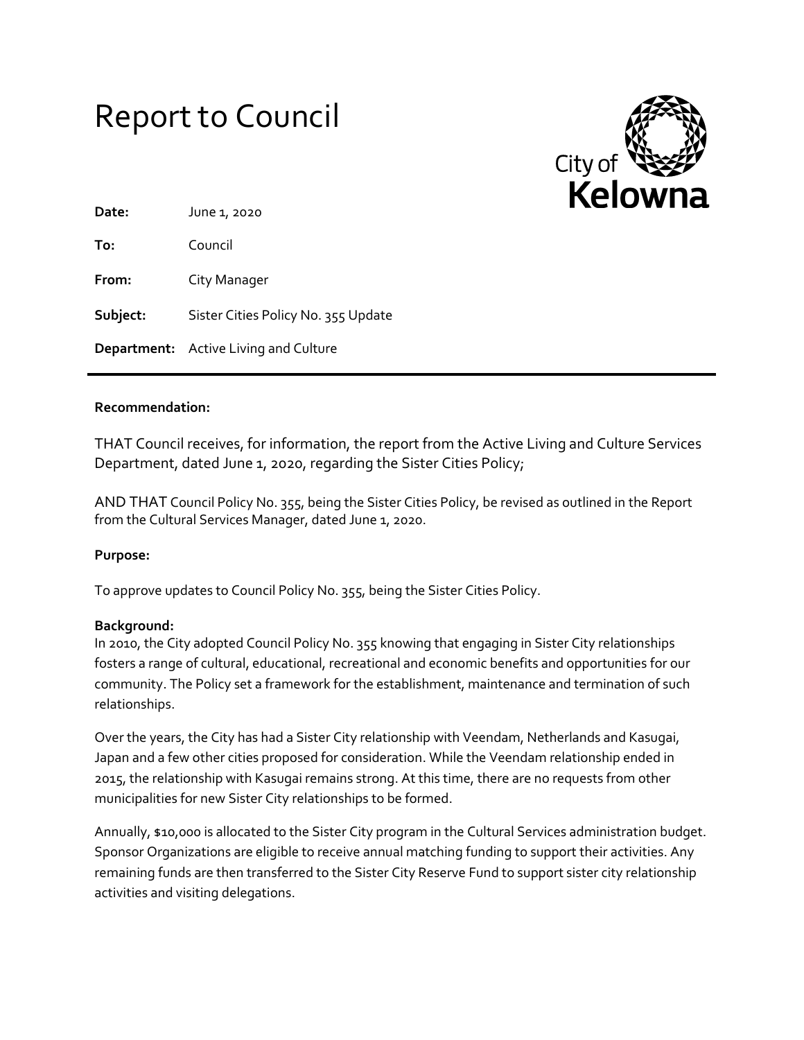# Report to Council

City of Kelowna

| | |
|---|---|
| **Date:** | June 1, 2020 |
| **To:** | Council |
| **From:** | City Manager |
| **Subject:** | Sister Cities Policy No. 355 Update |
| **Department:** | Active Living and Culture |

**Recommendation:**

THAT Council receives, for information, the report from the Active Living and Culture Services Department, dated June 1, 2020, regarding the Sister Cities Policy;

AND THAT Council Policy No. 355, being the Sister Cities Policy, be revised as outlined in the Report from the Cultural Services Manager, dated June 1, 2020.

**Purpose:**

To approve updates to Council Policy No. 355, being the Sister Cities Policy.

**Background:**

In 2010, the City adopted Council Policy No. 355 knowing that engaging in Sister City relationships fosters a range of cultural, educational, recreational and economic benefits and opportunities for our community. The Policy set a framework for the establishment, maintenance and termination of such relationships.

Over the years, the City has had a Sister City relationship with Veendam, Netherlands and Kasugai, Japan and a few other cities proposed for consideration. While the Veendam relationship ended in 2015, the relationship with Kasugai remains strong. At this time, there are no requests from other municipalities for new Sister City relationships to be formed.

Annually, $10,000 is allocated to the Sister City program in the Cultural Services administration budget. Sponsor Organizations are eligible to receive annual matching funding to support their activities. Any remaining funds are then transferred to the Sister City Reserve Fund to support sister city relationship activities and visiting delegations.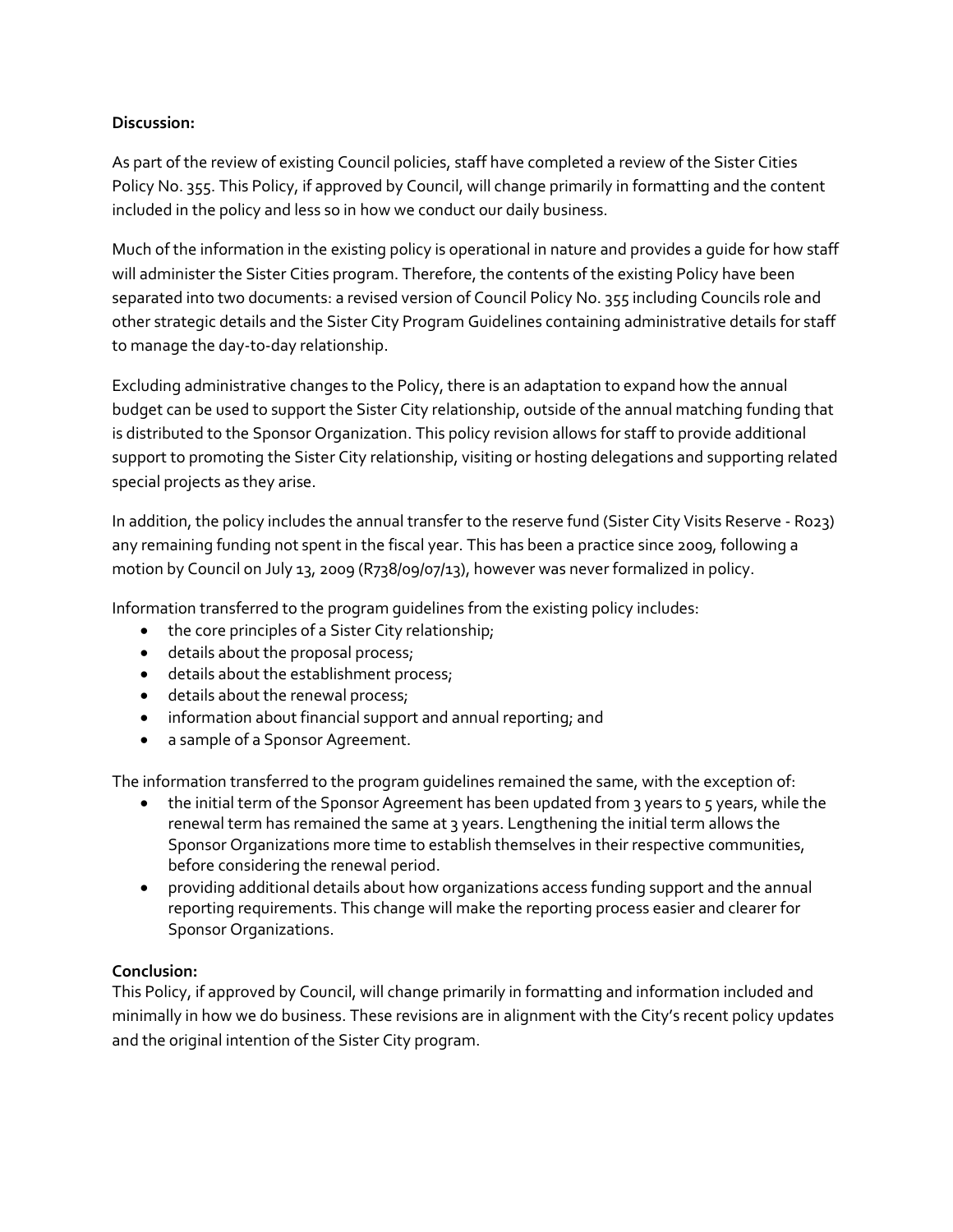**Discussion:**

As part of the review of existing Council policies, staff have completed a review of the Sister Cities Policy No. 355. This Policy, if approved by Council, will change primarily in formatting and the content included in the policy and less so in how we conduct our daily business.

Much of the information in the existing policy is operational in nature and provides a guide for how staff will administer the Sister Cities program. Therefore, the contents of the existing Policy have been separated into two documents: a revised version of Council Policy No. 355 including Councils role and other strategic details and the Sister City Program Guidelines containing administrative details for staff to manage the day-to-day relationship.

Excluding administrative changes to the Policy, there is an adaptation to expand how the annual budget can be used to support the Sister City relationship, outside of the annual matching funding that is distributed to the Sponsor Organization. This policy revision allows for staff to provide additional support to promoting the Sister City relationship, visiting or hosting delegations and supporting related special projects as they arise.

In addition, the policy includes the annual transfer to the reserve fund (Sister City Visits Reserve - R023) any remaining funding not spent in the fiscal year. This has been a practice since 2009, following a motion by Council on July 13, 2009 (R738/09/07/13), however was never formalized in policy.

Information transferred to the program guidelines from the existing policy includes:

- the core principles of a Sister City relationship;
- details about the proposal process;
- details about the establishment process;
- details about the renewal process;
- information about financial support and annual reporting; and
- a sample of a Sponsor Agreement.

The information transferred to the program guidelines remained the same, with the exception of:

- the initial term of the Sponsor Agreement has been updated from 3 years to 5 years, while the renewal term has remained the same at 3 years. Lengthening the initial term allows the Sponsor Organizations more time to establish themselves in their respective communities, before considering the renewal period.
- providing additional details about how organizations access funding support and the annual reporting requirements. This change will make the reporting process easier and clearer for Sponsor Organizations.

**Conclusion:**

This Policy, if approved by Council, will change primarily in formatting and information included and minimally in how we do business. These revisions are in alignment with the City's recent policy updates and the original intention of the Sister City program.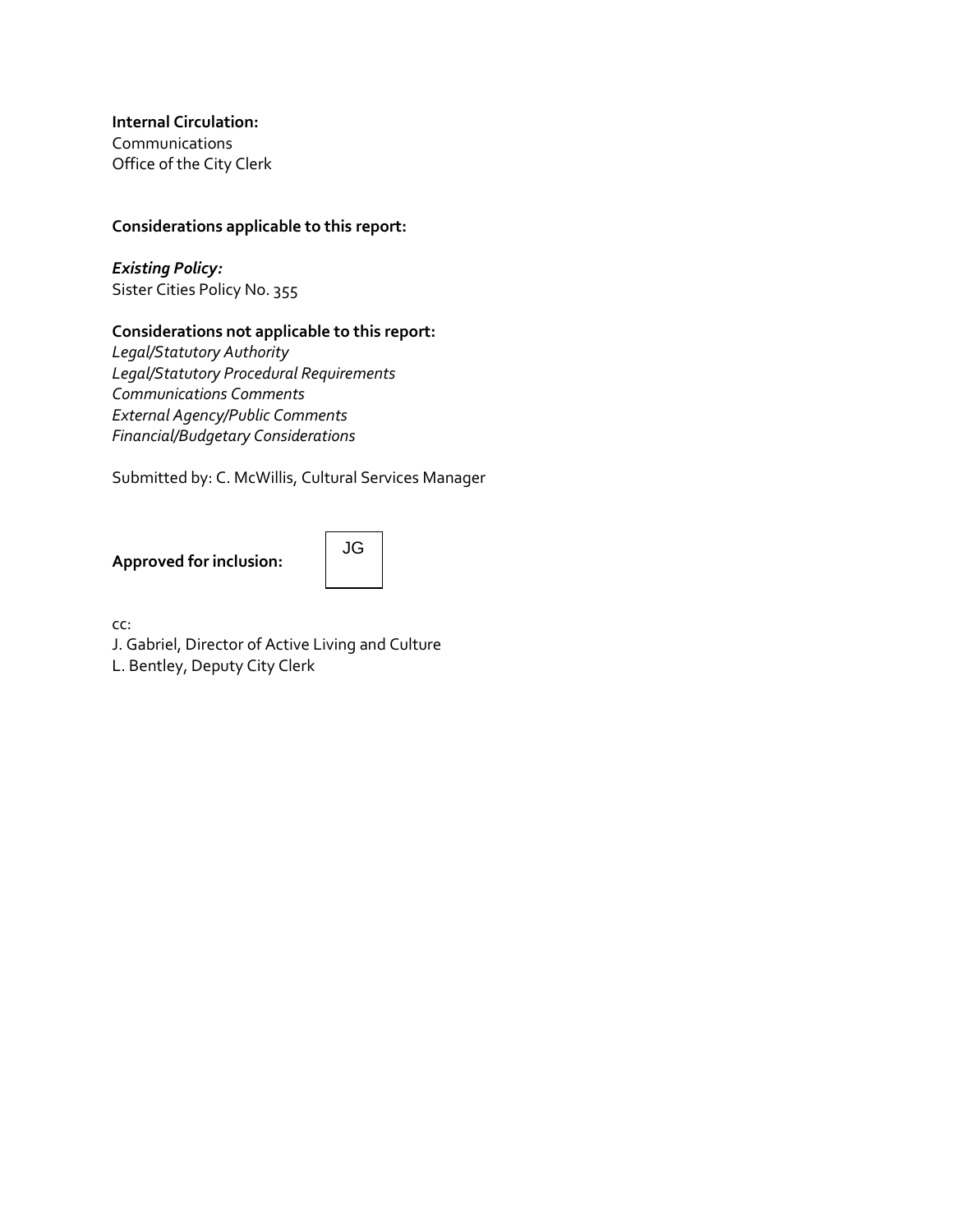**Internal Circulation:**
Communications
Office of the City Clerk

**Considerations applicable to this report:**

***Existing Policy:***
Sister Cities Policy No. 355

**Considerations not applicable to this report:**
*Legal/Statutory Authority*
*Legal/Statutory Procedural Requirements*
*Communications Comments*
*External Agency/Public Comments*
*Financial/Budgetary Considerations*

Submitted by: C. McWillis, Cultural Services Manager

**Approved for inclusion:** JG

cc:
J. Gabriel, Director of Active Living and Culture
L. Bentley, Deputy City Clerk